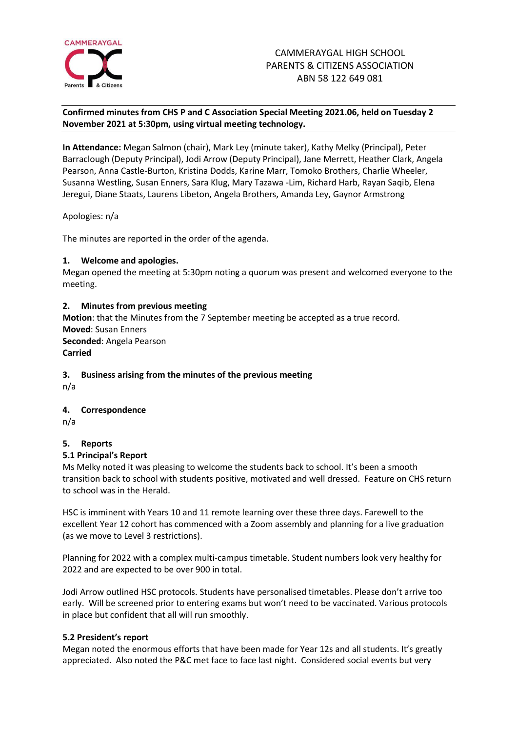CAMMERAYGAL HIGH SCHOOL
PARENTS & CITIZENS ASSOCIATION
ABN 58 122 649 081

**Confirmed minutes from CHS P and C Association Special Meeting 2021.06, held on Tuesday 2 November 2021 at 5:30pm, using virtual meeting technology.**

**In Attendance:** Megan Salmon (chair), Mark Ley (minute taker), Kathy Melky (Principal), Peter Barraclough (Deputy Principal), Jodi Arrow (Deputy Principal), Jane Merrett, Heather Clark, Angela Pearson, Anna Castle-Burton, Kristina Dodds, Karine Marr, Tomoko Brothers, Charlie Wheeler, Susanna Westling, Susan Enners, Sara Klug, Mary Tazawa -Lim, Richard Harb, Rayan Saqib, Elena Jeregui, Diane Staats, Laurens Libeton, Angela Brothers, Amanda Ley, Gaynor Armstrong

Apologies: n/a

The minutes are reported in the order of the agenda.

### 1. Welcome and apologies.

Megan opened the meeting at 5:30pm noting a quorum was present and welcomed everyone to the meeting.

### 2. Minutes from previous meeting

**Motion**: that the Minutes from the 7 September meeting be accepted as a true record.
**Moved**: Susan Enners
**Seconded**: Angela Pearson
**Carried**

### 3. Business arising from the minutes of the previous meeting

n/a

### 4. Correspondence

n/a

### 5. Reports

#### 5.1 Principal's Report

Ms Melky noted it was pleasing to welcome the students back to school. It's been a smooth transition back to school with students positive, motivated and well dressed. Feature on CHS return to school was in the Herald.

HSC is imminent with Years 10 and 11 remote learning over these three days. Farewell to the excellent Year 12 cohort has commenced with a Zoom assembly and planning for a live graduation (as we move to Level 3 restrictions).

Planning for 2022 with a complex multi-campus timetable. Student numbers look very healthy for 2022 and are expected to be over 900 in total.

Jodi Arrow outlined HSC protocols. Students have personalised timetables. Please don't arrive too early. Will be screened prior to entering exams but won't need to be vaccinated. Various protocols in place but confident that all will run smoothly.

#### 5.2 President's report

Megan noted the enormous efforts that have been made for Year 12s and all students. It's greatly appreciated. Also noted the P&C met face to face last night. Considered social events but very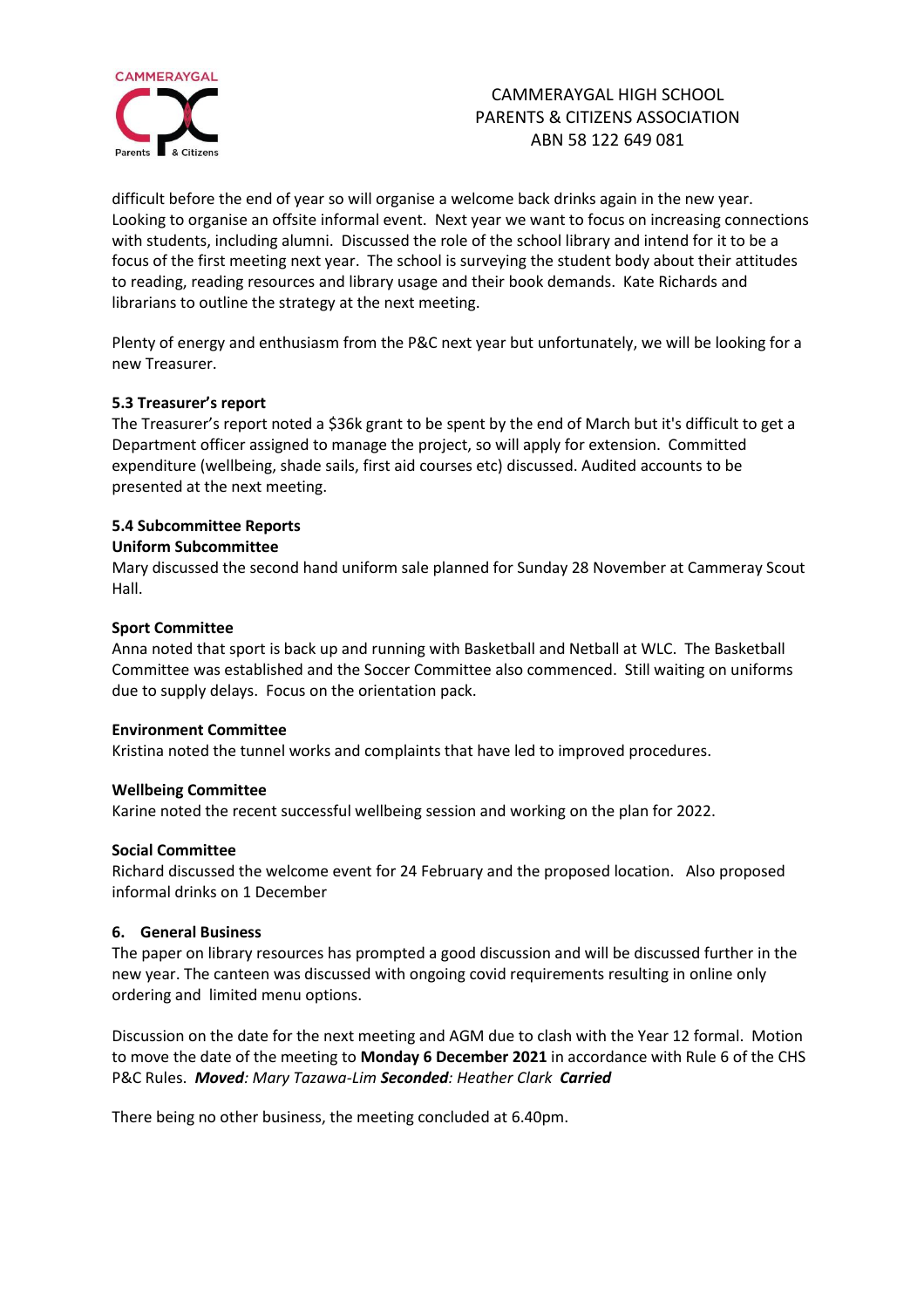difficult before the end of year so will organise a welcome back drinks again in the new year. Looking to organise an offsite informal event. Next year we want to focus on increasing connections with students, including alumni. Discussed the role of the school library and intend for it to be a focus of the first meeting next year. The school is surveying the student body about their attitudes to reading, reading resources and library usage and their book demands. Kate Richards and librarians to outline the strategy at the next meeting.

Plenty of energy and enthusiasm from the P&C next year but unfortunately, we will be looking for a new Treasurer.

**5.3 Treasurer's report**

The Treasurer's report noted a $36k grant to be spent by the end of March but it's difficult to get a Department officer assigned to manage the project, so will apply for extension. Committed expenditure (wellbeing, shade sails, first aid courses etc) discussed. Audited accounts to be presented at the next meeting.

**5.4 Subcommittee Reports**

**Uniform Subcommittee**

Mary discussed the second hand uniform sale planned for Sunday 28 November at Cammeray Scout Hall.

**Sport Committee**

Anna noted that sport is back up and running with Basketball and Netball at WLC. The Basketball Committee was established and the Soccer Committee also commenced. Still waiting on uniforms due to supply delays. Focus on the orientation pack.

**Environment Committee**

Kristina noted the tunnel works and complaints that have led to improved procedures.

**Wellbeing Committee**

Karine noted the recent successful wellbeing session and working on the plan for 2022.

**Social Committee**

Richard discussed the welcome event for 24 February and the proposed location. Also proposed informal drinks on 1 December

**6. General Business**

The paper on library resources has prompted a good discussion and will be discussed further in the new year. The canteen was discussed with ongoing covid requirements resulting in online only ordering and limited menu options.

Discussion on the date for the next meeting and AGM due to clash with the Year 12 formal. Motion to move the date of the meeting to **Monday 6 December 2021** in accordance with Rule 6 of the CHS P&C Rules. ***Moved****: Mary Tazawa-Lim* ***Seconded****: Heather Clark* ***Carried***

There being no other business, the meeting concluded at 6.40pm.